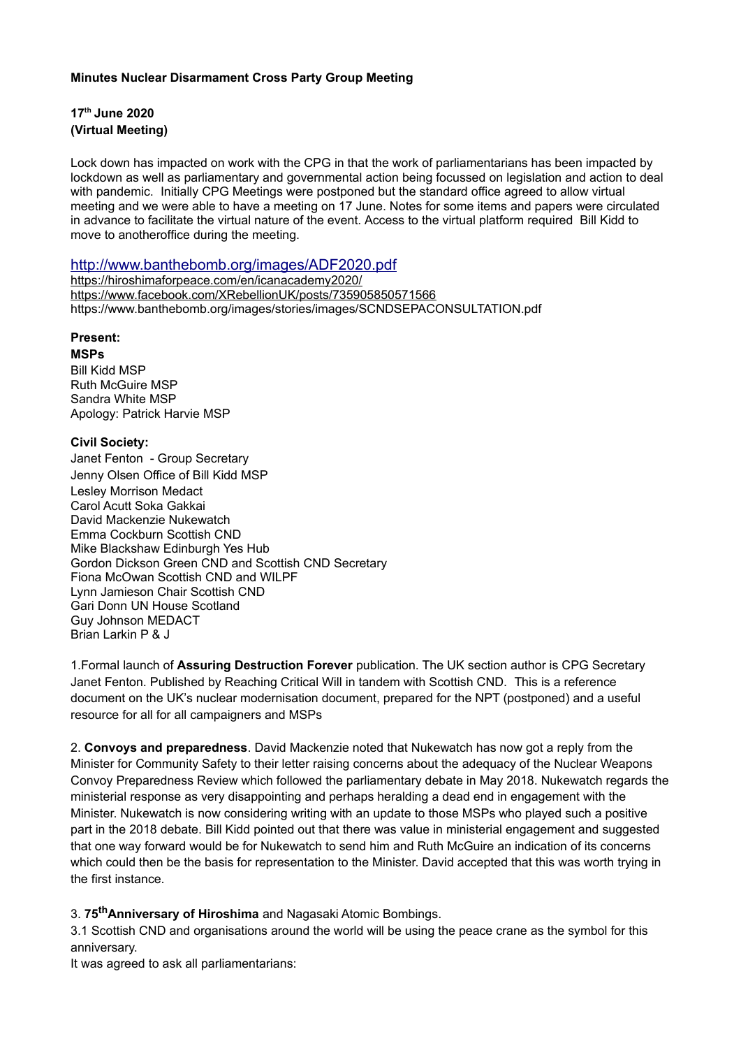**Minutes Nuclear Disarmament Cross Party Group Meeting**

**17th June 2020**
**(Virtual Meeting)**

Lock down has impacted on work with the CPG in that the work of parliamentarians has been impacted by lockdown as well as parliamentary and governmental action being focussed on legislation and action to deal with pandemic. Initially CPG Meetings were postponed but the standard office agreed to allow virtual meeting and we were able to have a meeting on 17 June. Notes for some items and papers were circulated in advance to facilitate the virtual nature of the event. Access to the virtual platform required Bill Kidd to move to anotheroffice during the meeting.

http://www.banthebomb.org/images/ADF2020.pdf
https://hiroshimaforpeace.com/en/icanacademy2020/
https://www.facebook.com/XRebellionUK/posts/735905850571566
https://www.banthebomb.org/images/stories/images/SCNDSEPACONSULTATION.pdf

**Present:**

**MSPs**

Bill Kidd MSP
Ruth McGuire MSP
Sandra White MSP
Apology: Patrick Harvie MSP

**Civil Society:**

Janet Fenton - Group Secretary
Jenny Olsen Office of Bill Kidd MSP
Lesley Morrison Medact
Carol Acutt Soka Gakkai
David Mackenzie Nukewatch
Emma Cockburn Scottish CND
Mike Blackshaw Edinburgh Yes Hub
Gordon Dickson Green CND and Scottish CND Secretary
Fiona McOwan Scottish CND and WILPF
Lynn Jamieson Chair Scottish CND
Gari Donn UN House Scotland
Guy Johnson MEDACT
Brian Larkin P & J

1.Formal launch of **Assuring Destruction Forever** publication. The UK section author is CPG Secretary Janet Fenton. Published by Reaching Critical Will in tandem with Scottish CND. This is a reference document on the UK's nuclear modernisation document, prepared for the NPT (postponed) and a useful resource for all for all campaigners and MSPs

2. **Convoys and preparedness**. David Mackenzie noted that Nukewatch has now got a reply from the Minister for Community Safety to their letter raising concerns about the adequacy of the Nuclear Weapons Convoy Preparedness Review which followed the parliamentary debate in May 2018. Nukewatch regards the ministerial response as very disappointing and perhaps heralding a dead end in engagement with the Minister. Nukewatch is now considering writing with an update to those MSPs who played such a positive part in the 2018 debate. Bill Kidd pointed out that there was value in ministerial engagement and suggested that one way forward would be for Nukewatch to send him and Ruth McGuire an indication of its concerns which could then be the basis for representation to the Minister. David accepted that this was worth trying in the first instance.

3. **75thAnniversary of Hiroshima** and Nagasaki Atomic Bombings.

3.1 Scottish CND and organisations around the world will be using the peace crane as the symbol for this anniversary.

It was agreed to ask all parliamentarians: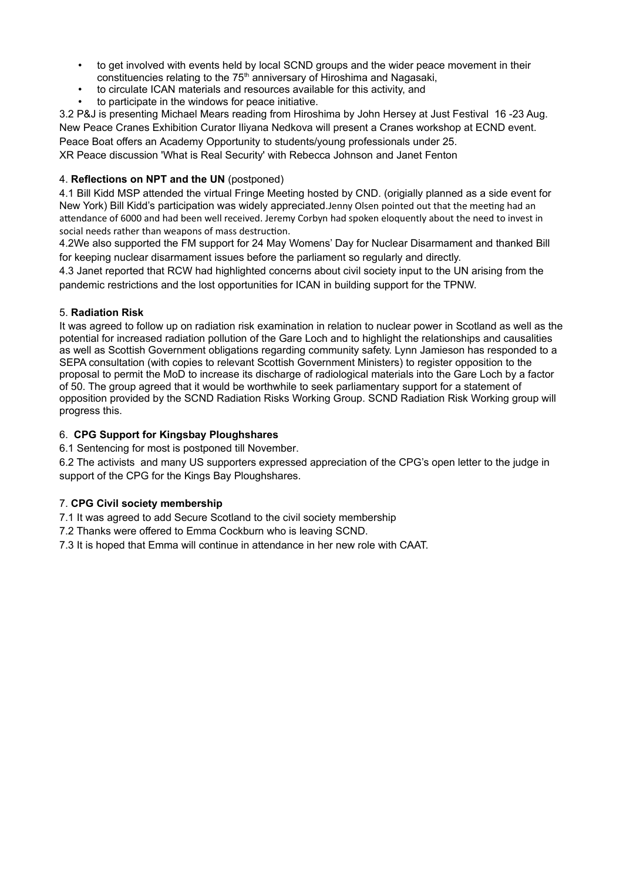- to get involved with events held by local SCND groups and the wider peace movement in their constituencies relating to the 75th anniversary of Hiroshima and Nagasaki,
- to circulate ICAN materials and resources available for this activity, and
- to participate in the windows for peace initiative.

3.2 P&J is presenting Michael Mears reading from Hiroshima by John Hersey at Just Festival 16 -23 Aug.
New Peace Cranes Exhibition Curator Iliyana Nedkova will present a Cranes workshop at ECND event.
Peace Boat offers an Academy Opportunity to students/young professionals under 25.
XR Peace discussion 'What is Real Security' with Rebecca Johnson and Janet Fenton

4. **Reflections on NPT and the UN** (postponed)

4.1 Bill Kidd MSP attended the virtual Fringe Meeting hosted by CND. (origially planned as a side event for New York) Bill Kidd's participation was widely appreciated.Jenny Olsen pointed out that the meeting had an attendance of 6000 and had been well received. Jeremy Corbyn had spoken eloquently about the need to invest in social needs rather than weapons of mass destruction.

4.2We also supported the FM support for 24 May Womens' Day for Nuclear Disarmament and thanked Bill for keeping nuclear disarmament issues before the parliament so regularly and directly.

4.3 Janet reported that RCW had highlighted concerns about civil society input to the UN arising from the pandemic restrictions and the lost opportunities for ICAN in building support for the TPNW.

5. **Radiation Risk**

It was agreed to follow up on radiation risk examination in relation to nuclear power in Scotland as well as the potential for increased radiation pollution of the Gare Loch and to highlight the relationships and causalities as well as Scottish Government obligations regarding community safety. Lynn Jamieson has responded to a SEPA consultation (with copies to relevant Scottish Government Ministers) to register opposition to the proposal to permit the MoD to increase its discharge of radiological materials into the Gare Loch by a factor of 50. The group agreed that it would be worthwhile to seek parliamentary support for a statement of opposition provided by the SCND Radiation Risks Working Group. SCND Radiation Risk Working group will progress this.

6. **CPG Support for Kingsbay Ploughshares**

6.1 Sentencing for most is postponed till November.

6.2 The activists and many US supporters expressed appreciation of the CPG's open letter to the judge in support of the CPG for the Kings Bay Ploughshares.

7. **CPG Civil society membership**

7.1 It was agreed to add Secure Scotland to the civil society membership

7.2 Thanks were offered to Emma Cockburn who is leaving SCND.

7.3 It is hoped that Emma will continue in attendance in her new role with CAAT.